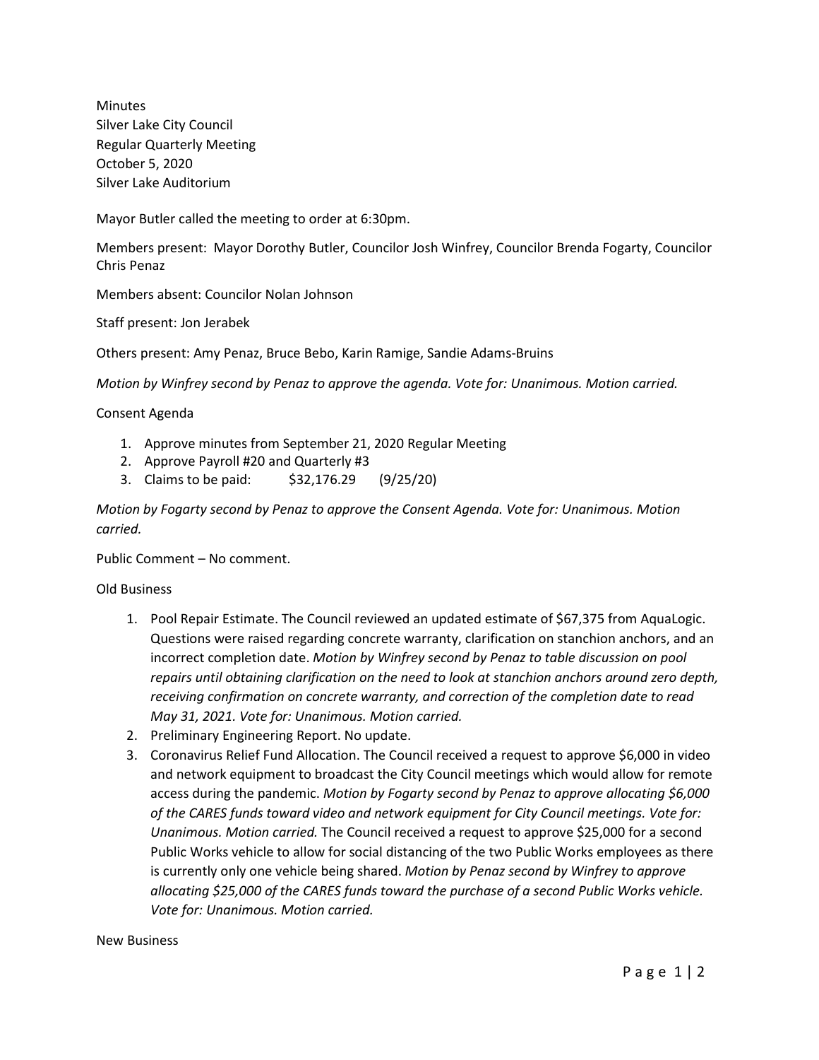Minutes
Silver Lake City Council
Regular Quarterly Meeting
October 5, 2020
Silver Lake Auditorium

Mayor Butler called the meeting to order at 6:30pm.

Members present: Mayor Dorothy Butler, Councilor Josh Winfrey, Councilor Brenda Fogarty, Councilor Chris Penaz

Members absent: Councilor Nolan Johnson

Staff present: Jon Jerabek

Others present: Amy Penaz, Bruce Bebo, Karin Ramige, Sandie Adams-Bruins

*Motion by Winfrey second by Penaz to approve the agenda. Vote for: Unanimous. Motion carried.*

Consent Agenda

1. Approve minutes from September 21, 2020 Regular Meeting
2. Approve Payroll #20 and Quarterly #3
3. Claims to be paid: $32,176.29 (9/25/20)

*Motion by Fogarty second by Penaz to approve the Consent Agenda. Vote for: Unanimous. Motion carried.*

Public Comment – No comment.

Old Business

1. Pool Repair Estimate. The Council reviewed an updated estimate of $67,375 from AquaLogic. Questions were raised regarding concrete warranty, clarification on stanchion anchors, and an incorrect completion date. *Motion by Winfrey second by Penaz to table discussion on pool repairs until obtaining clarification on the need to look at stanchion anchors around zero depth, receiving confirmation on concrete warranty, and correction of the completion date to read May 31, 2021. Vote for: Unanimous. Motion carried.*
2. Preliminary Engineering Report. No update.
3. Coronavirus Relief Fund Allocation. The Council received a request to approve $6,000 in video and network equipment to broadcast the City Council meetings which would allow for remote access during the pandemic. *Motion by Fogarty second by Penaz to approve allocating $6,000 of the CARES funds toward video and network equipment for City Council meetings. Vote for: Unanimous. Motion carried.* The Council received a request to approve $25,000 for a second Public Works vehicle to allow for social distancing of the two Public Works employees as there is currently only one vehicle being shared. *Motion by Penaz second by Winfrey to approve allocating $25,000 of the CARES funds toward the purchase of a second Public Works vehicle. Vote for: Unanimous. Motion carried.*

New Business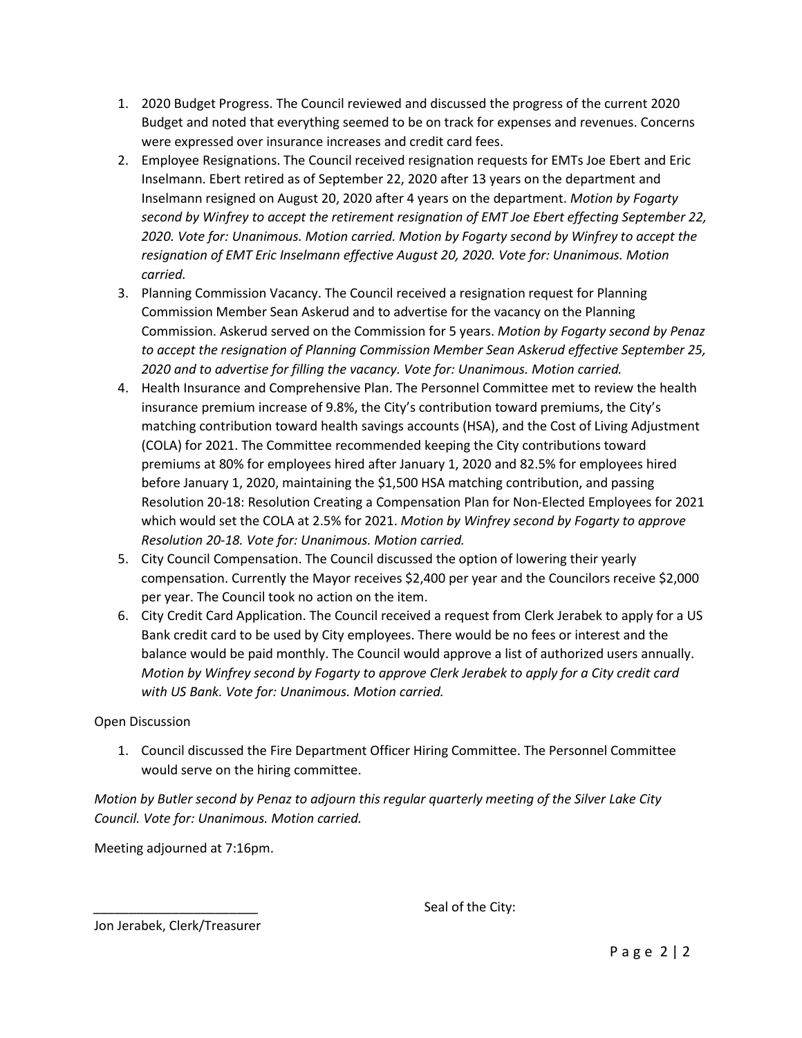1. 2020 Budget Progress. The Council reviewed and discussed the progress of the current 2020 Budget and noted that everything seemed to be on track for expenses and revenues. Concerns were expressed over insurance increases and credit card fees.
2. Employee Resignations. The Council received resignation requests for EMTs Joe Ebert and Eric Inselmann. Ebert retired as of September 22, 2020 after 13 years on the department and Inselmann resigned on August 20, 2020 after 4 years on the department. *Motion by Fogarty second by Winfrey to accept the retirement resignation of EMT Joe Ebert effecting September 22, 2020. Vote for: Unanimous. Motion carried. Motion by Fogarty second by Winfrey to accept the resignation of EMT Eric Inselmann effective August 20, 2020. Vote for: Unanimous. Motion carried.*
3. Planning Commission Vacancy. The Council received a resignation request for Planning Commission Member Sean Askerud and to advertise for the vacancy on the Planning Commission. Askerud served on the Commission for 5 years. *Motion by Fogarty second by Penaz to accept the resignation of Planning Commission Member Sean Askerud effective September 25, 2020 and to advertise for filling the vacancy. Vote for: Unanimous. Motion carried.*
4. Health Insurance and Comprehensive Plan. The Personnel Committee met to review the health insurance premium increase of 9.8%, the City's contribution toward premiums, the City's matching contribution toward health savings accounts (HSA), and the Cost of Living Adjustment (COLA) for 2021. The Committee recommended keeping the City contributions toward premiums at 80% for employees hired after January 1, 2020 and 82.5% for employees hired before January 1, 2020, maintaining the $1,500 HSA matching contribution, and passing Resolution 20-18: Resolution Creating a Compensation Plan for Non-Elected Employees for 2021 which would set the COLA at 2.5% for 2021. *Motion by Winfrey second by Fogarty to approve Resolution 20-18. Vote for: Unanimous. Motion carried.*
5. City Council Compensation. The Council discussed the option of lowering their yearly compensation. Currently the Mayor receives $2,400 per year and the Councilors receive $2,000 per year. The Council took no action on the item.
6. City Credit Card Application. The Council received a request from Clerk Jerabek to apply for a US Bank credit card to be used by City employees. There would be no fees or interest and the balance would be paid monthly. The Council would approve a list of authorized users annually. *Motion by Winfrey second by Fogarty to approve Clerk Jerabek to apply for a City credit card with US Bank. Vote for: Unanimous. Motion carried.*

Open Discussion

1. Council discussed the Fire Department Officer Hiring Committee. The Personnel Committee would serve on the hiring committee.

*Motion by Butler second by Penaz to adjourn this regular quarterly meeting of the Silver Lake City Council. Vote for: Unanimous. Motion carried.*

Meeting adjourned at 7:16pm.

_______________________

Jon Jerabek, Clerk/Treasurer

Seal of the City: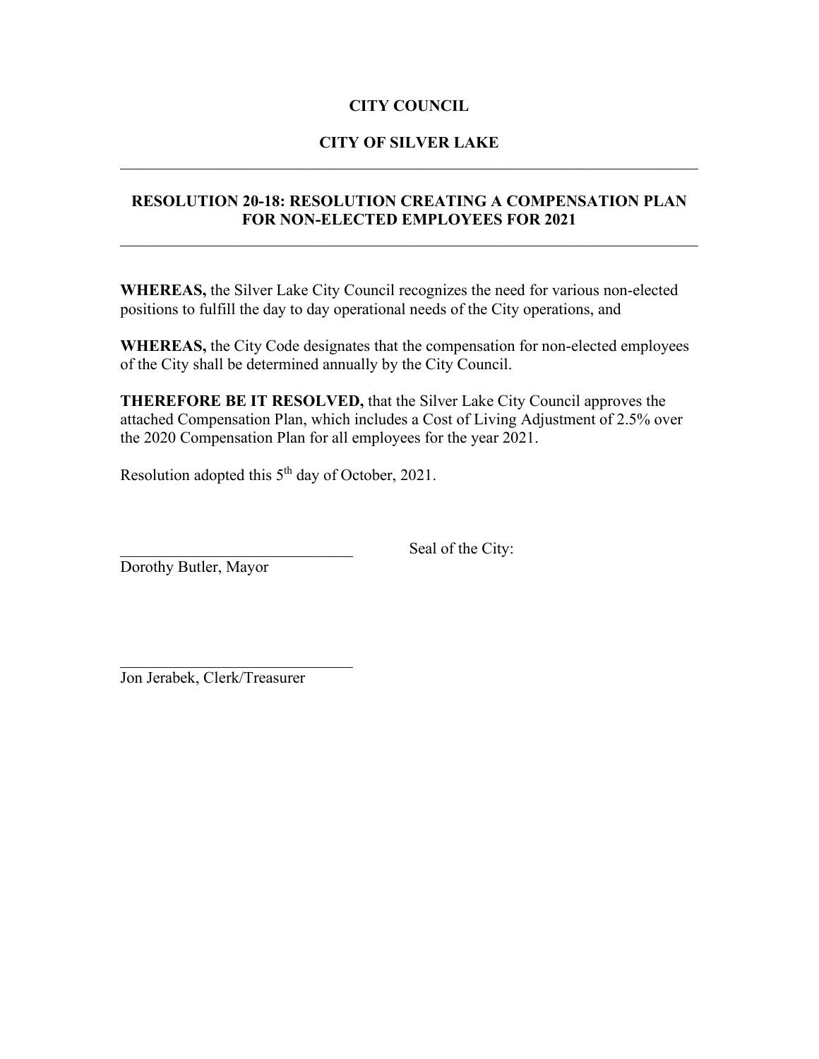**CITY COUNCIL**

**CITY OF SILVER LAKE**

---

**RESOLUTION 20-18: RESOLUTION CREATING A COMPENSATION PLAN FOR NON-ELECTED EMPLOYEES FOR 2021**

---

**WHEREAS,** the Silver Lake City Council recognizes the need for various non-elected positions to fulfill the day to day operational needs of the City operations, and

**WHEREAS,** the City Code designates that the compensation for non-elected employees of the City shall be determined annually by the City Council.

**THEREFORE BE IT RESOLVED,** that the Silver Lake City Council approves the attached Compensation Plan, which includes a Cost of Living Adjustment of 2.5% over the 2020 Compensation Plan for all employees for the year 2021.

Resolution adopted this 5th day of October, 2021.

______________________________
Dorothy Butler, Mayor

Seal of the City:

______________________________
Jon Jerabek, Clerk/Treasurer